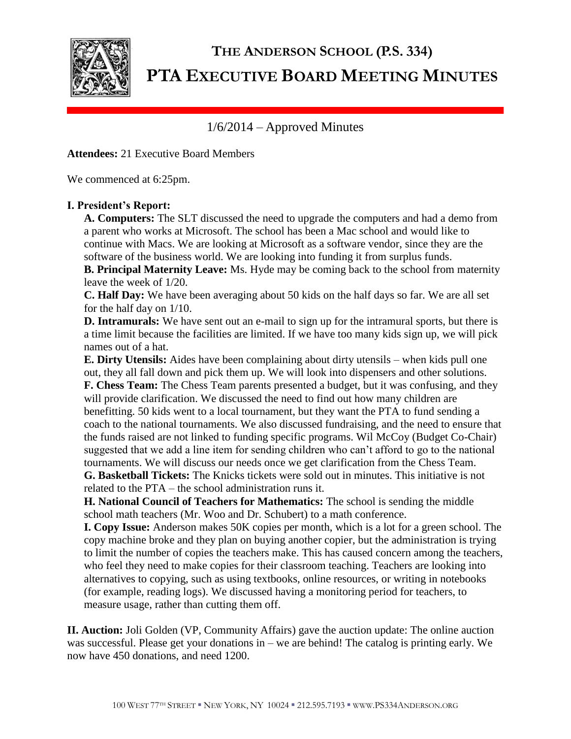# THE ANDERSON SCHOOL (P.S. 334)

# PTA EXECUTIVE BOARD MEETING MINUTES

1/6/2014 – Approved Minutes

**Attendees:** 21 Executive Board Members

We commenced at 6:25pm.

**I. President's Report:**

**A. Computers:** The SLT discussed the need to upgrade the computers and had a demo from a parent who works at Microsoft. The school has been a Mac school and would like to continue with Macs. We are looking at Microsoft as a software vendor, since they are the software of the business world. We are looking into funding it from surplus funds.

**B. Principal Maternity Leave:** Ms. Hyde may be coming back to the school from maternity leave the week of 1/20.

**C. Half Day:** We have been averaging about 50 kids on the half days so far. We are all set for the half day on 1/10.

**D. Intramurals:** We have sent out an e-mail to sign up for the intramural sports, but there is a time limit because the facilities are limited. If we have too many kids sign up, we will pick names out of a hat.

**E. Dirty Utensils:** Aides have been complaining about dirty utensils – when kids pull one out, they all fall down and pick them up. We will look into dispensers and other solutions.

**F. Chess Team:** The Chess Team parents presented a budget, but it was confusing, and they will provide clarification. We discussed the need to find out how many children are benefitting. 50 kids went to a local tournament, but they want the PTA to fund sending a coach to the national tournaments. We also discussed fundraising, and the need to ensure that the funds raised are not linked to funding specific programs. Wil McCoy (Budget Co-Chair) suggested that we add a line item for sending children who can't afford to go to the national tournaments. We will discuss our needs once we get clarification from the Chess Team.

**G. Basketball Tickets:** The Knicks tickets were sold out in minutes. This initiative is not related to the PTA – the school administration runs it.

**H. National Council of Teachers for Mathematics:** The school is sending the middle school math teachers (Mr. Woo and Dr. Schubert) to a math conference.

**I. Copy Issue:** Anderson makes 50K copies per month, which is a lot for a green school. The copy machine broke and they plan on buying another copier, but the administration is trying to limit the number of copies the teachers make. This has caused concern among the teachers, who feel they need to make copies for their classroom teaching. Teachers are looking into alternatives to copying, such as using textbooks, online resources, or writing in notebooks (for example, reading logs). We discussed having a monitoring period for teachers, to measure usage, rather than cutting them off.

**II. Auction:** Joli Golden (VP, Community Affairs) gave the auction update: The online auction was successful. Please get your donations in – we are behind! The catalog is printing early. We now have 450 donations, and need 1200.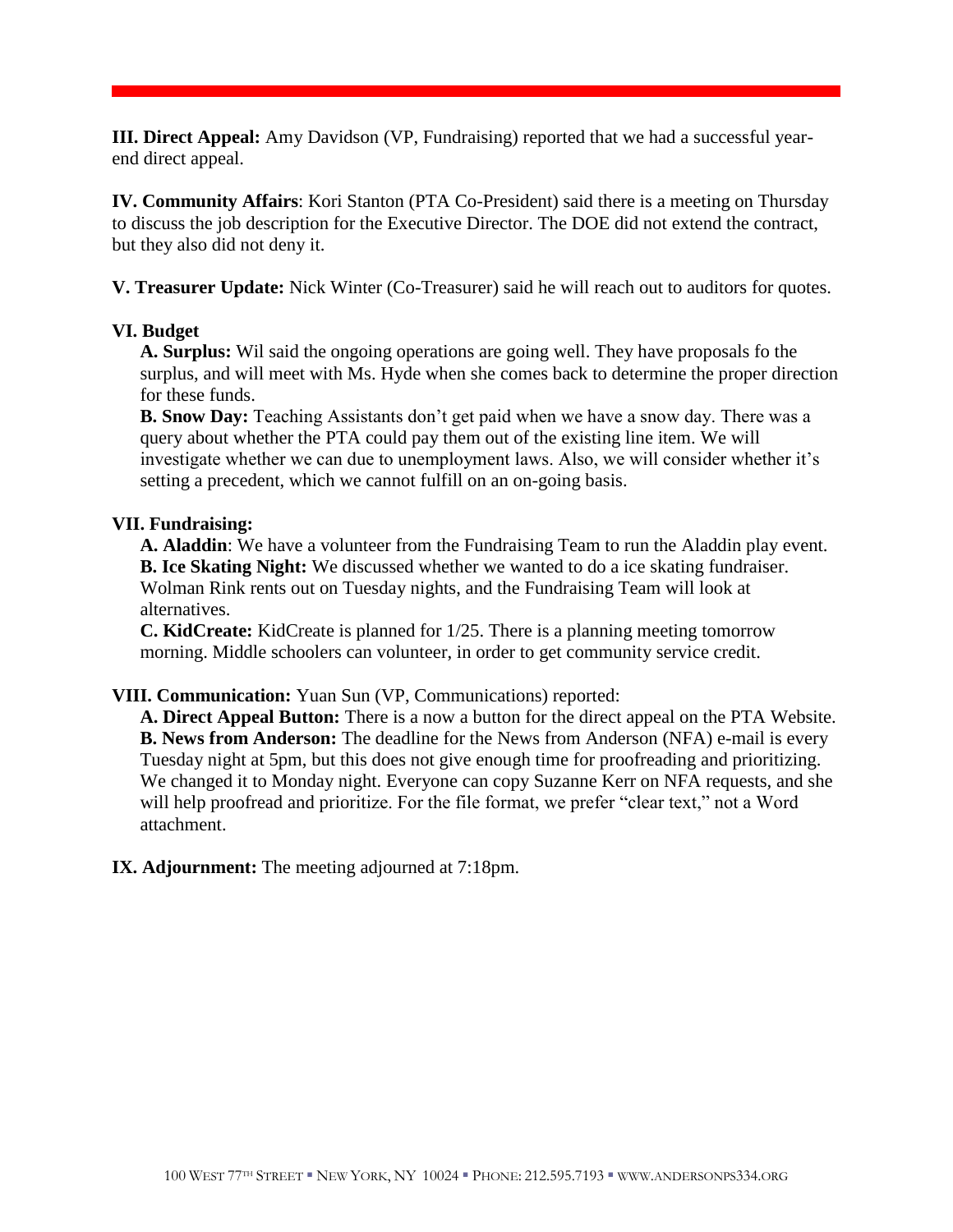**III. Direct Appeal:** Amy Davidson (VP, Fundraising) reported that we had a successful year-end direct appeal.

**IV. Community Affairs**: Kori Stanton (PTA Co-President) said there is a meeting on Thursday to discuss the job description for the Executive Director. The DOE did not extend the contract, but they also did not deny it.

**V. Treasurer Update:** Nick Winter (Co-Treasurer) said he will reach out to auditors for quotes.

**VI. Budget**

**A. Surplus:** Wil said the ongoing operations are going well. They have proposals fo the surplus, and will meet with Ms. Hyde when she comes back to determine the proper direction for these funds.

**B. Snow Day:** Teaching Assistants don't get paid when we have a snow day. There was a query about whether the PTA could pay them out of the existing line item. We will investigate whether we can due to unemployment laws. Also, we will consider whether it's setting a precedent, which we cannot fulfill on an on-going basis.

**VII. Fundraising:**

**A. Aladdin**: We have a volunteer from the Fundraising Team to run the Aladdin play event.

**B. Ice Skating Night:** We discussed whether we wanted to do a ice skating fundraiser. Wolman Rink rents out on Tuesday nights, and the Fundraising Team will look at alternatives.

**C. KidCreate:** KidCreate is planned for 1/25. There is a planning meeting tomorrow morning. Middle schoolers can volunteer, in order to get community service credit.

**VIII. Communication:** Yuan Sun (VP, Communications) reported:

**A. Direct Appeal Button:** There is a now a button for the direct appeal on the PTA Website.

**B. News from Anderson:** The deadline for the News from Anderson (NFA) e-mail is every Tuesday night at 5pm, but this does not give enough time for proofreading and prioritizing. We changed it to Monday night. Everyone can copy Suzanne Kerr on NFA requests, and she will help proofread and prioritize. For the file format, we prefer "clear text," not a Word attachment.

**IX. Adjournment:** The meeting adjourned at 7:18pm.